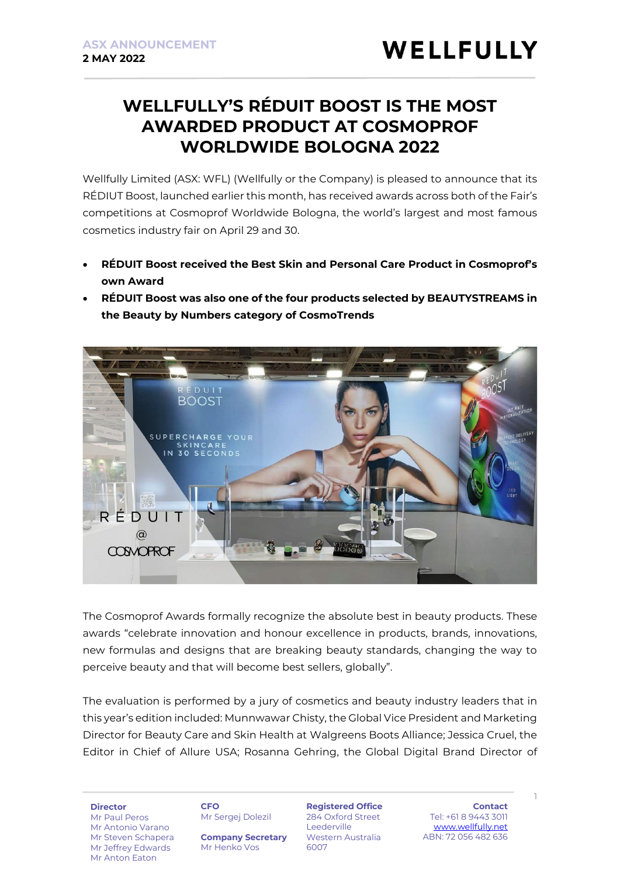ASX ANNOUNCEMENT
**2 MAY 2022**

# WELLFULLY'S RÉDUIT BOOST IS THE MOST AWARDED PRODUCT AT COSMOPROF WORLDWIDE BOLOGNA 2022

Wellfully Limited (ASX: WFL) (Wellfully or the Company) is pleased to announce that its RÉDIUT Boost, launched earlier this month, has received awards across both of the Fair's competitions at Cosmoprof Worldwide Bologna, the world's largest and most famous cosmetics industry fair on April 29 and 30.

- **RÉDUIT Boost received the Best Skin and Personal Care Product in Cosmoprof's own Award**
- **RÉDUIT Boost was also one of the four products selected by BEAUTYSTREAMS in the Beauty by Numbers category of CosmoTrends**

The Cosmoprof Awards formally recognize the absolute best in beauty products. These awards "celebrate innovation and honour excellence in products, brands, innovations, new formulas and designs that are breaking beauty standards, changing the way to perceive beauty and that will become best sellers, globally".

The evaluation is performed by a jury of cosmetics and beauty industry leaders that in this year's edition included: Munnwawar Chisty, the Global Vice President and Marketing Director for Beauty Care and Skin Health at Walgreens Boots Alliance; Jessica Cruel, the Editor in Chief of Allure USA; Rosanna Gehring, the Global Digital Brand Director of

| Director | CFO | Registered Office | Contact |
|---|---|---|---|
| Mr Paul Peros | Mr Sergej Dolezil | 284 Oxford Street | Tel: +61 8 9443 3011 |
| Mr Antonio Varano | | Leederville | www.wellfully.net |
| Mr Steven Schapera | **Company Secretary** | Western Australia | ABN: 72 056 482 636 |
| Mr Jeffrey Edwards | Mr Henko Vos | 6007 | |
| Mr Anton Eaton | | | |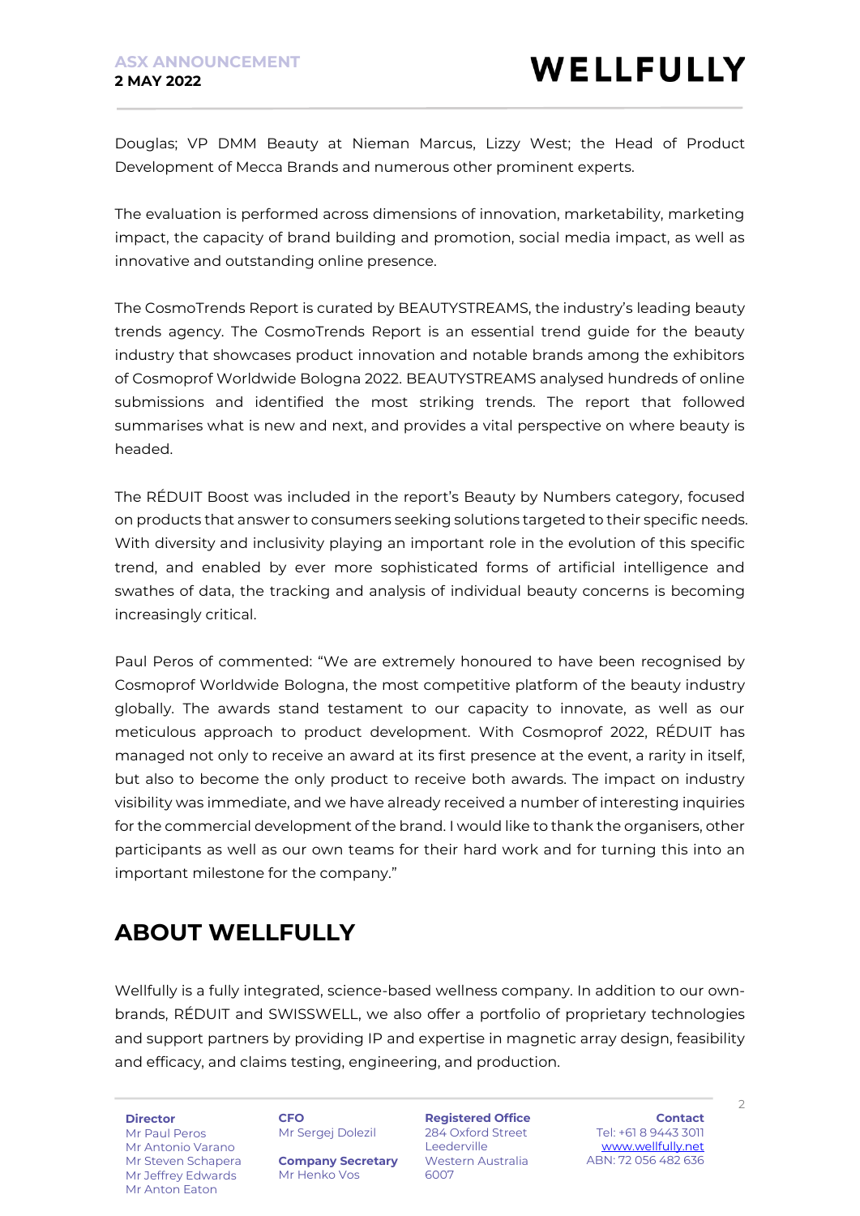Douglas; VP DMM Beauty at Nieman Marcus, Lizzy West; the Head of Product Development of Mecca Brands and numerous other prominent experts.

The evaluation is performed across dimensions of innovation, marketability, marketing impact, the capacity of brand building and promotion, social media impact, as well as innovative and outstanding online presence.

The CosmoTrends Report is curated by BEAUTYSTREAMS, the industry's leading beauty trends agency. The CosmoTrends Report is an essential trend guide for the beauty industry that showcases product innovation and notable brands among the exhibitors of Cosmoprof Worldwide Bologna 2022. BEAUTYSTREAMS analysed hundreds of online submissions and identified the most striking trends. The report that followed summarises what is new and next, and provides a vital perspective on where beauty is headed.

The RÉDUIT Boost was included in the report's Beauty by Numbers category, focused on products that answer to consumers seeking solutions targeted to their specific needs. With diversity and inclusivity playing an important role in the evolution of this specific trend, and enabled by ever more sophisticated forms of artificial intelligence and swathes of data, the tracking and analysis of individual beauty concerns is becoming increasingly critical.

Paul Peros of commented: "We are extremely honoured to have been recognised by Cosmoprof Worldwide Bologna, the most competitive platform of the beauty industry globally. The awards stand testament to our capacity to innovate, as well as our meticulous approach to product development. With Cosmoprof 2022, RÉDUIT has managed not only to receive an award at its first presence at the event, a rarity in itself, but also to become the only product to receive both awards. The impact on industry visibility was immediate, and we have already received a number of interesting inquiries for the commercial development of the brand. I would like to thank the organisers, other participants as well as our own teams for their hard work and for turning this into an important milestone for the company."

## ABOUT WELLFULLY

Wellfully is a fully integrated, science-based wellness company. In addition to our own-brands, RÉDUIT and SWISSWELL, we also offer a portfolio of proprietary technologies and support partners by providing IP and expertise in magnetic array design, feasibility and efficacy, and claims testing, engineering, and production.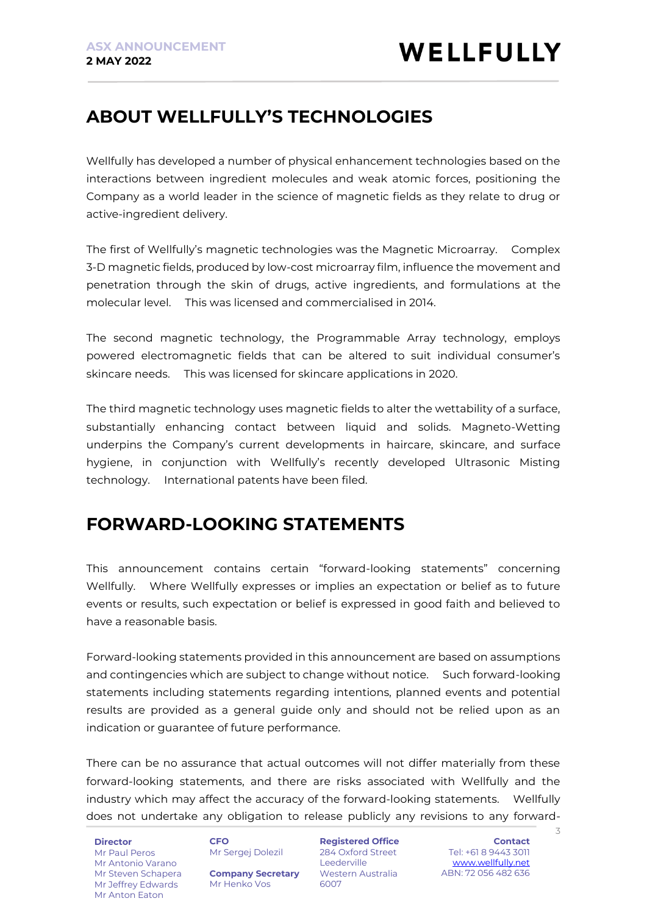## ABOUT WELLFULLY'S TECHNOLOGIES

Wellfully has developed a number of physical enhancement technologies based on the interactions between ingredient molecules and weak atomic forces, positioning the Company as a world leader in the science of magnetic fields as they relate to drug or active-ingredient delivery.

The first of Wellfully's magnetic technologies was the Magnetic Microarray. Complex 3-D magnetic fields, produced by low-cost microarray film, influence the movement and penetration through the skin of drugs, active ingredients, and formulations at the molecular level. This was licensed and commercialised in 2014.

The second magnetic technology, the Programmable Array technology, employs powered electromagnetic fields that can be altered to suit individual consumer's skincare needs. This was licensed for skincare applications in 2020.

The third magnetic technology uses magnetic fields to alter the wettability of a surface, substantially enhancing contact between liquid and solids. Magneto-Wetting underpins the Company's current developments in haircare, skincare, and surface hygiene, in conjunction with Wellfully's recently developed Ultrasonic Misting technology. International patents have been filed.

## FORWARD-LOOKING STATEMENTS

This announcement contains certain "forward-looking statements" concerning Wellfully. Where Wellfully expresses or implies an expectation or belief as to future events or results, such expectation or belief is expressed in good faith and believed to have a reasonable basis.

Forward-looking statements provided in this announcement are based on assumptions and contingencies which are subject to change without notice. Such forward-looking statements including statements regarding intentions, planned events and potential results are provided as a general guide only and should not be relied upon as an indication or guarantee of future performance.

There can be no assurance that actual outcomes will not differ materially from these forward-looking statements, and there are risks associated with Wellfully and the industry which may affect the accuracy of the forward-looking statements. Wellfully does not undertake any obligation to release publicly any revisions to any forward-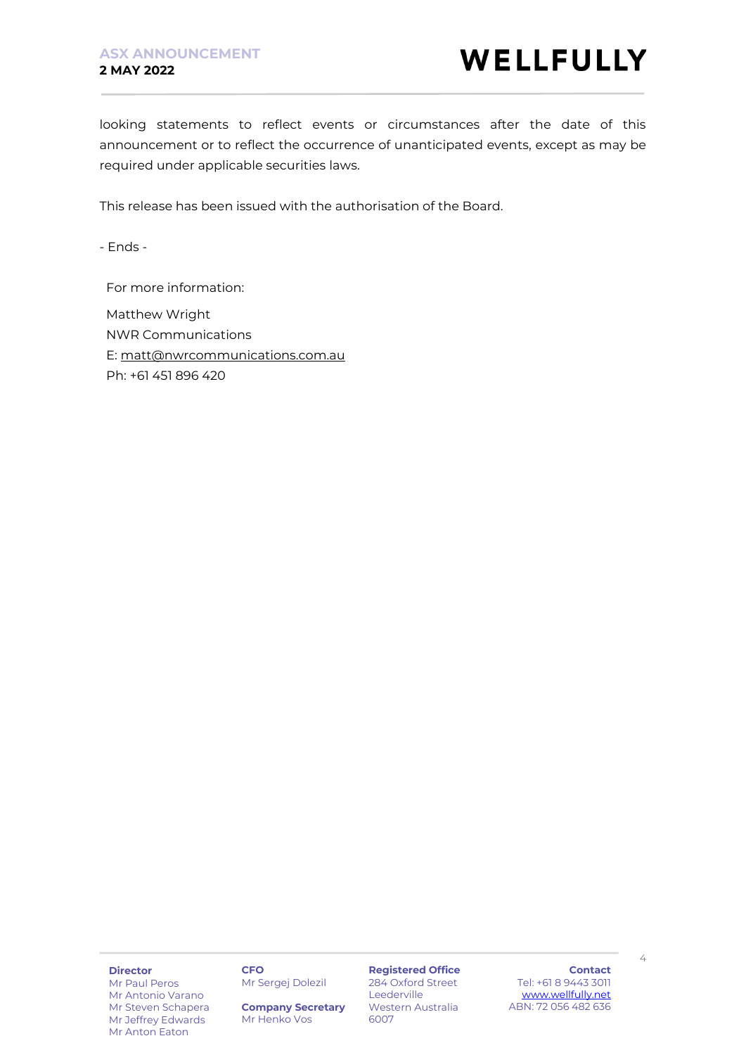looking statements to reflect events or circumstances after the date of this announcement or to reflect the occurrence of unanticipated events, except as may be required under applicable securities laws.

This release has been issued with the authorisation of the Board.

- Ends -

For more information:

Matthew Wright
NWR Communications
E: matt@nwrcommunications.com.au
Ph: +61 451 896 420